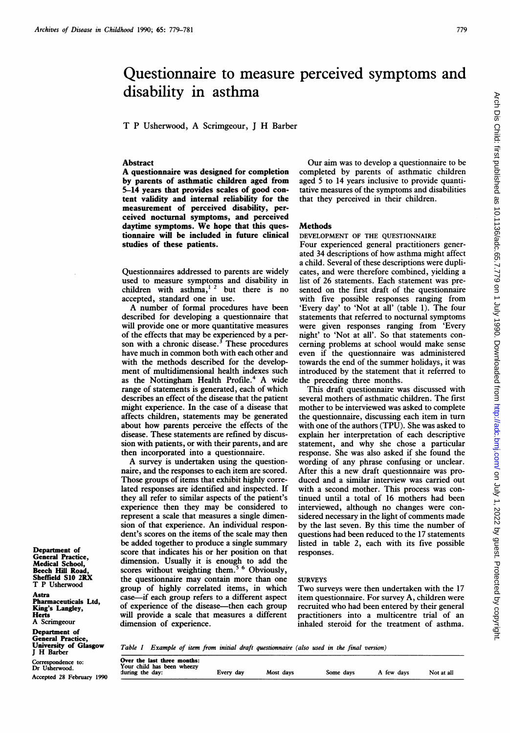# Questionnaire to measure perceived symptoms and disability in asthma

T P Usherwood, A Scrimgeour, J H Barber

## Abstract

**A questionnaire was designed for completion by parents of asthmatic children aged from 5–14 years that provides scales of good content validity and internal reliability for the measurement of perceived disability, perceived nocturnal symptoms, and perceived daytime symptoms. We hope that this questionnaire will be included in future clinical studies of these patients.**

Questionnaires addressed to parents are widely used to measure symptoms and disability in children with asthma,[1 2] but there is no accepted, standard one in use.

A number of formal procedures have been described for developing a questionnaire that will provide one or more quantitative measures of the effects that may be experienced by a person with a chronic disease.[3] These procedures have much in common both with each other and with the methods described for the development of multidimensional health indexes such as the Nottingham Health Profile.[4] A wide range of statements is generated, each of which describes an effect of the disease that the patient might experience. In the case of a disease that affects children, statements may be generated about how parents perceive the effects of the disease. These statements are refined by discussion with patients, or with their parents, and are then incorporated into a questionnaire.

A survey is undertaken using the questionnaire, and the responses to each item are scored. Those groups of items that exhibit highly correlated responses are identified and inspected. If they all refer to similar aspects of the patient's experience then they may be considered to represent a scale that measures a single dimension of that experience. An individual respondent's scores on the items of the scale may then be added together to produce a single summary score that indicates his or her position on that dimension. Usually it is enough to add the scores without weighting them.[5 6] Obviously, the questionnaire may contain more than one group of highly correlated items, in which case—if each group refers to a different aspect of experience of the disease—then each group will provide a scale that measures a different dimension of experience.

Our aim was to develop a questionnaire to be completed by parents of asthmatic children aged 5 to 14 years inclusive to provide quantitative measures of the symptoms and disabilities that they perceived in their children.

## Methods

### DEVELOPMENT OF THE QUESTIONNAIRE

Four experienced general practitioners generated 34 descriptions of how asthma might affect a child. Several of these descriptions were duplicates, and were therefore combined, yielding a list of 26 statements. Each statement was presented on the first draft of the questionnaire with five possible responses ranging from 'Every day' to 'Not at all' (table 1). The four statements that referred to nocturnal symptoms were given responses ranging from 'Every night' to 'Not at all'. So that statements concerning problems at school would make sense even if the questionnaire was administered towards the end of the summer holidays, it was introduced by the statement that it referred to the preceding three months.

This draft questionnaire was discussed with several mothers of asthmatic children. The first mother to be interviewed was asked to complete the questionnaire, discussing each item in turn with one of the authors (TPU). She was asked to explain her interpretation of each descriptive statement, and why she chose a particular response. She was also asked if she found the wording of any phrase confusing or unclear. After this a new draft questionnaire was produced and a similar interview was carried out with a second mother. This process was continued until a total of 16 mothers had been interviewed, although no changes were considered necessary in the light of comments made by the last seven. By this time the number of questions had been reduced to the 17 statements listed in table 2, each with its five possible responses.

### SURVEYS

Two surveys were then undertaken with the 17 item questionnaire. For survey A, children were recruited who had been entered by their general practitioners into a multicentre trial of an inhaled steroid for the treatment of asthma.

*Table 1 Example of item from initial draft questionnaire (also used in the final version)*

| Over the last three months: Your child has been wheezy during the day: | Every day | Most days | Some days | A few days | Not at all |
|---|---|---|---|---|---|

Department of General Practice, Medical School, Beech Hill Road, Sheffield S10 2RX
T P Usherwood

Astra Pharmaceuticals Ltd, King's Langley, Herts
A Scrimgeour

Department of General Practice, University of Glasgow
J H Barber

Correspondence to: Dr Usherwood.

Accepted 28 February 1990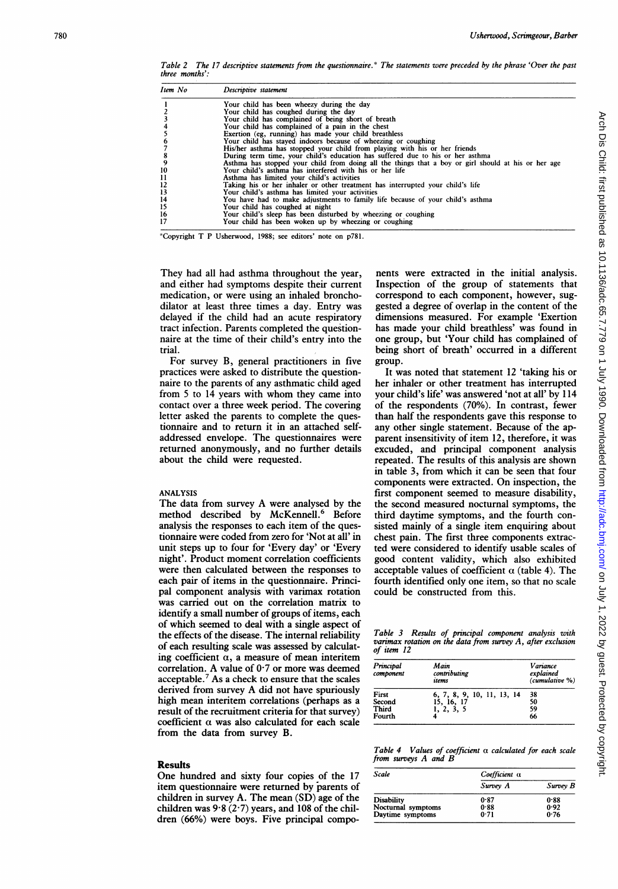Table 2 The 17 descriptive statements from the questionnaire.* The statements were preceded by the phrase 'Over the past three months':

| Item No | Descriptive statement |
|---|---|
| 1 | Your child has been wheezy during the day |
| 2 | Your child has coughed during the day |
| 3 | Your child has complained of being short of breath |
| 4 | Your child has complained of a pain in the chest |
| 5 | Exertion (eg, running) has made your child breathless |
| 6 | Your child has stayed indoors because of wheezing or coughing |
| 7 | His/her asthma has stopped your child from playing with his or her friends |
| 8 | During term time, your child's education has suffered due to his or her asthma |
| 9 | Asthma has stopped your child from doing all the things that a boy or girl should at his or her age |
| 10 | Your child's asthma has interfered with his or her life |
| 11 | Asthma has limited your child's activities |
| 12 | Taking his or her inhaler or other treatment has interrupted your child's life |
| 13 | Your child's asthma has limited your activities |
| 14 | You have had to make adjustments to family life because of your child's asthma |
| 15 | Your child has coughed at night |
| 16 | Your child's sleep has been disturbed by wheezing or coughing |
| 17 | Your child has been woken up by wheezing or coughing |

*Copyright T P Usherwood, 1988; see editors' note on p781.

They had all had asthma throughout the year, and either had symptoms despite their current medication, or were using an inhaled bronchodilator at least three times a day. Entry was delayed if the child had an acute respiratory tract infection. Parents completed the questionnaire at the time of their child's entry into the trial.

For survey B, general practitioners in five practices were asked to distribute the questionnaire to the parents of any asthmatic child aged from 5 to 14 years with whom they came into contact over a three week period. The covering letter asked the parents to complete the questionnaire and to return it in an attached self-addressed envelope. The questionnaires were returned anonymously, and no further details about the child were requested.

### ANALYSIS

The data from survey A were analysed by the method described by McKennell.[6] Before analysis the responses to each item of the questionnaire were coded from zero for 'Not at all' in unit steps up to four for 'Every day' or 'Every night'. Product moment correlation coefficients were then calculated between the responses to each pair of items in the questionnaire. Principal component analysis with varimax rotation was carried out on the correlation matrix to identify a small number of groups of items, each of which seemed to deal with a single aspect of the effects of the disease. The internal reliability of each resulting scale was assessed by calculating coefficient $\alpha$, a measure of mean interitem correlation. A value of 0·7 or more was deemed acceptable.[7] As a check to ensure that the scales derived from survey A did not have spuriously high mean interitem correlations (perhaps as a result of the recruitment criteria for that survey) coefficient $\alpha$ was also calculated for each scale from the data from survey B.

## Results

One hundred and sixty four copies of the 17 item questionnaire were returned by parents of children in survey A. The mean (SD) age of the children was 9·8 (2·7) years, and 108 of the children (66%) were boys. Five principal components were extracted in the initial analysis. Inspection of the group of statements that correspond to each component, however, suggested a degree of overlap in the content of the dimensions measured. For example 'Exertion has made your child breathless' was found in one group, but 'Your child has complained of being short of breath' occurred in a different group.

It was noted that statement 12 'taking his or her inhaler or other treatment has interrupted your child's life' was answered 'not at all' by 114 of the respondents (70%). In contrast, fewer than half the respondents gave this response to any other single statement. Because of the apparent insensitivity of item 12, therefore, it was excluded, and principal component analysis repeated. The results of this analysis are shown in table 3, from which it can be seen that four components were extracted. On inspection, the first component seemed to measure disability, the second measured nocturnal symptoms, the third daytime symptoms, and the fourth consisted mainly of a single item enquiring about chest pain. The first three components extracted were considered to identify usable scales of good content validity, which also exhibited acceptable values of coefficient $\alpha$ (table 4). The fourth identified only one item, so that no scale could be constructed from this.

Table 3 Results of principal component analysis with varimax rotation on the data from survey A, after exclusion of item 12

| Principal component | Main contributing items | Variance explained (cumulative %) |
|---|---|---|
| First | 6, 7, 8, 9, 10, 11, 13, 14 | 38 |
| Second | 15, 16, 17 | 50 |
| Third | 1, 2, 3, 5 | 59 |
| Fourth | 4 | 66 |

Table 4 Values of coefficient $\alpha$ calculated for each scale from surveys A and B

| Scale | Coefficient $\alpha$ | |
|---|---|---|
| | Survey A | Survey B |
| Disability | 0·87 | 0·88 |
| Nocturnal symptoms | 0·88 | 0·92 |
| Daytime symptoms | 0·71 | 0·76 |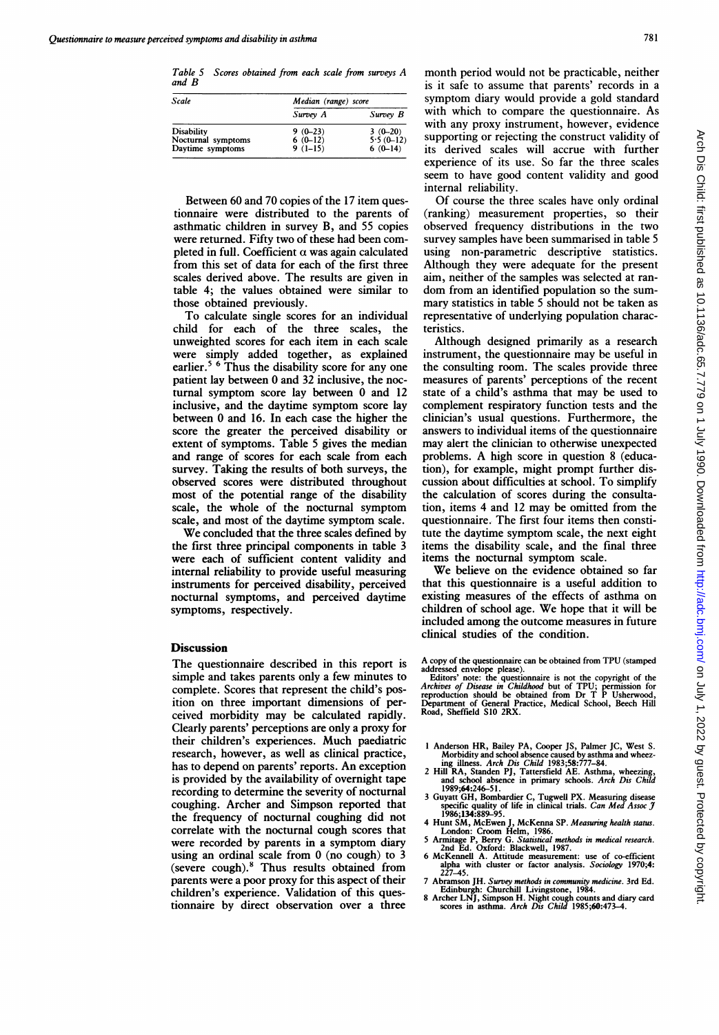*Table 5 Scores obtained from each scale from surveys A and B*

| Scale | Median (range) score | |
|---|---|---|
| | Survey A | Survey B |
| Disability | 9 (0–23) | 3 (0–20) |
| Nocturnal symptoms | 6 (0–12) | 5·5 (0–12) |
| Daytime symptoms | 9 (1–15) | 6 (0–14) |

Between 60 and 70 copies of the 17 item questionnaire were distributed to the parents of asthmatic children in survey B, and 55 copies were returned. Fifty two of these had been completed in full. Coefficient α was again calculated from this set of data for each of the first three scales derived above. The results are given in table 4; the values obtained were similar to those obtained previously.

To calculate single scores for an individual child for each of the three scales, the unweighted scores for each item in each scale were simply added together, as explained earlier.[5 6] Thus the disability score for any one patient lay between 0 and 32 inclusive, the nocturnal symptom score lay between 0 and 12 inclusive, and the daytime symptom score lay between 0 and 16. In each case the higher the score the greater the perceived disability or extent of symptoms. Table 5 gives the median and range of scores for each scale from each survey. Taking the results of both surveys, the observed scores were distributed throughout most of the potential range of the disability scale, the whole of the nocturnal symptom scale, and most of the daytime symptom scale.

We concluded that the three scales defined by the first three principal components in table 3 were each of sufficient content validity and internal reliability to provide useful measuring instruments for perceived disability, perceived nocturnal symptoms, and perceived daytime symptoms, respectively.

## Discussion

The questionnaire described in this report is simple and takes parents only a few minutes to complete. Scores that represent the child's position on three important dimensions of perceived morbidity may be calculated rapidly. Clearly parents' perceptions are only a proxy for their children's experiences. Much paediatric research, however, as well as clinical practice, has to depend on parents' reports. An exception is provided by the availability of overnight tape recording to determine the severity of nocturnal coughing. Archer and Simpson reported that the frequency of nocturnal coughing did not correlate with the nocturnal cough scores that were recorded by parents in a symptom diary using an ordinal scale from 0 (no cough) to 3 (severe cough).[8] Thus results obtained from parents were a poor proxy for this aspect of their children's experience. Validation of this questionnaire by direct observation over a three month period would not be practicable, neither is it safe to assume that parents' records in a symptom diary would provide a gold standard with which to compare the questionnaire. As with any proxy instrument, however, evidence supporting or rejecting the construct validity of its derived scales will accrue with further experience of its use. So far the three scales seem to have good content validity and good internal reliability.

Of course the three scales have only ordinal (ranking) measurement properties, so their observed frequency distributions in the two survey samples have been summarised in table 5 using non-parametric descriptive statistics. Although they were adequate for the present aim, neither of the samples was selected at random from an identified population so the summary statistics in table 5 should not be taken as representative of underlying population characteristics.

Although designed primarily as a research instrument, the questionnaire may be useful in the consulting room. The scales provide three measures of parents' perceptions of the recent state of a child's asthma that may be used to complement respiratory function tests and the clinician's usual questions. Furthermore, the answers to individual items of the questionnaire may alert the clinician to otherwise unexpected problems. A high score in question 8 (education), for example, might prompt further discussion about difficulties at school. To simplify the calculation of scores during the consultation, items 4 and 12 may be omitted from the questionnaire. The first four items then constitute the daytime symptom scale, the next eight items the disability scale, and the final three items the nocturnal symptom scale.

We believe on the evidence obtained so far that this questionnaire is a useful addition to existing measures of the effects of asthma on children of school age. We hope that it will be included among the outcome measures in future clinical studies of the condition.

A copy of the questionnaire can be obtained from TPU (stamped addressed envelope please).

Editors' note: the questionnaire is not the copyright of the *Archives of Disease in Childhood* but of TPU; permission for reproduction should be obtained from Dr T P Usherwood, Department of General Practice, Medical School, Beech Hill Road, Sheffield S10 2RX.

1 Anderson HR, Bailey PA, Cooper JS, Palmer JC, West S. Morbidity and school absence caused by asthma and wheezing illness. *Arch Dis Child* 1983;58:777–84.
2 Hill RA, Standen PJ, Tattersfield AE. Asthma, wheezing, and school absence in primary schools. *Arch Dis Child* 1989;64:246–51.
3 Guyatt GH, Bombardier C, Tugwell PX. Measuring disease specific quality of life in clinical trials. *Can Med Assoc J* 1986;134:889–95.
4 Hunt SM, McEwen J, McKenna SP. *Measuring health status.* London: Croom Helm, 1986.
5 Armitage P, Berry G. *Statistical methods in medical research.* 2nd Ed. Oxford: Blackwell, 1987.
6 McKennell A. Attitude measurement: use of co-efficient alpha with cluster or factor analysis. *Sociology* 1970;4:227–45.
7 Abramson JH. *Survey methods in community medicine.* 3rd Ed. Edinburgh: Churchill Livingstone, 1984.
8 Archer LNJ, Simpson H. Night cough counts and diary card scores in asthma. *Arch Dis Child* 1985;60:473–4.